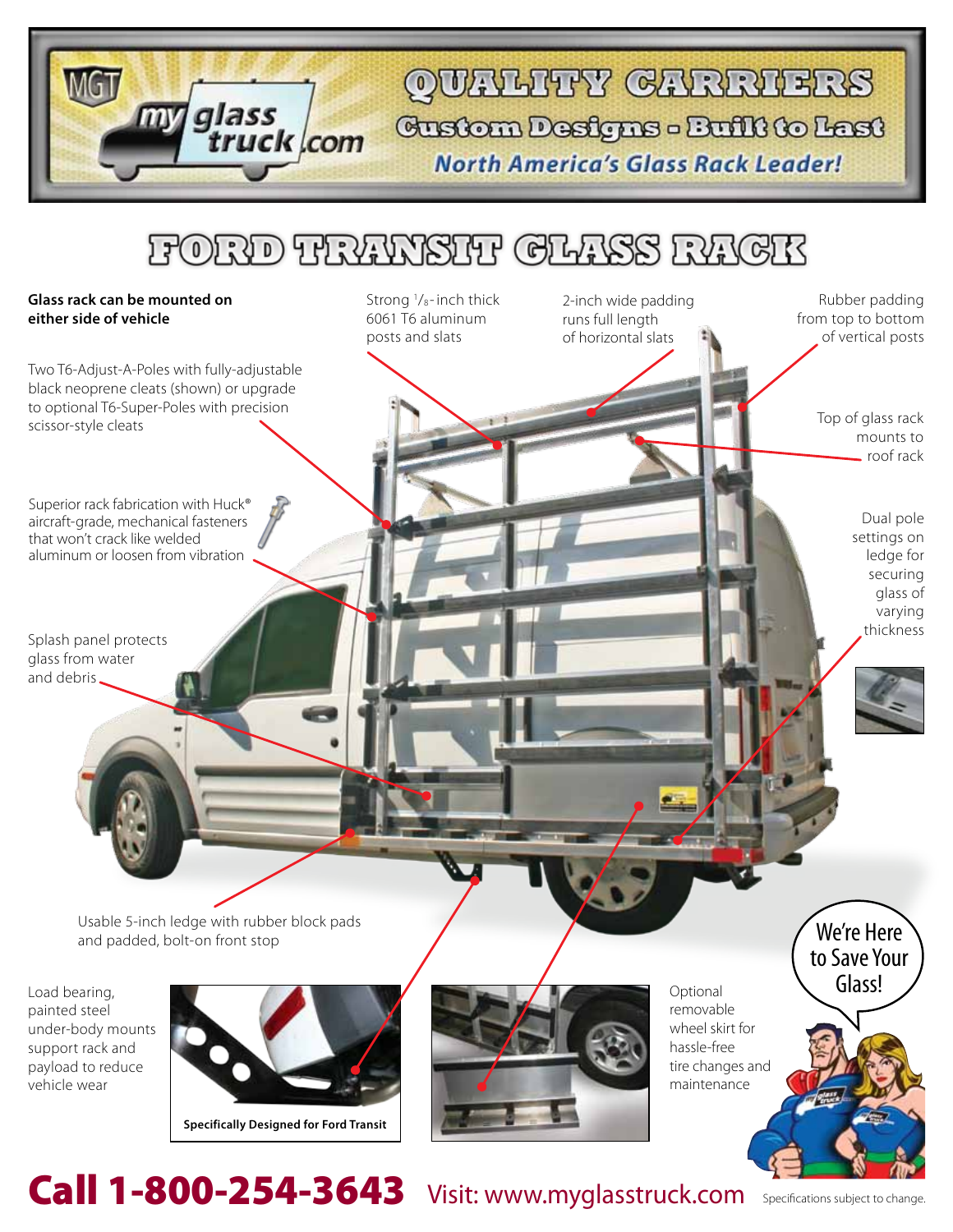# QUALITY CARRIERS

## Custom Designs - Built to Last

*North America's Glass Rack Leader!*

# FORD TRANSIT GLASS RACK

**Glass rack can be mounted on either side of vehicle**

Strong 1/8-inch thick 6061 T6 aluminum posts and slats

2-inch wide padding runs full length of horizontal slats

Rubber padding from top to bottom of vertical posts

Two T6-Adjust-A-Poles with fully-adjustable black neoprene cleats (shown) or upgrade to optional T6-Super-Poles with precision scissor-style cleats

Top of glass rack mounts to roof rack

Superior rack fabrication with Huck® aircraft-grade, mechanical fasteners that won't crack like welded aluminum or loosen from vibration

Dual pole settings on ledge for securing glass of varying thickness

Splash panel protects glass from water and debris

Usable 5-inch ledge with rubber block pads and padded, bolt-on front stop

Load bearing, painted steel under-body mounts support rack and payload to reduce vehicle wear

**Specifically Designed for Ford Transit**

Optional removable wheel skirt for hassle-free tire changes and maintenance

We're Here to Save Your Glass!

**Call 1-800-254-3643** Visit: www.myglasstruck.com

Specifications subject to change.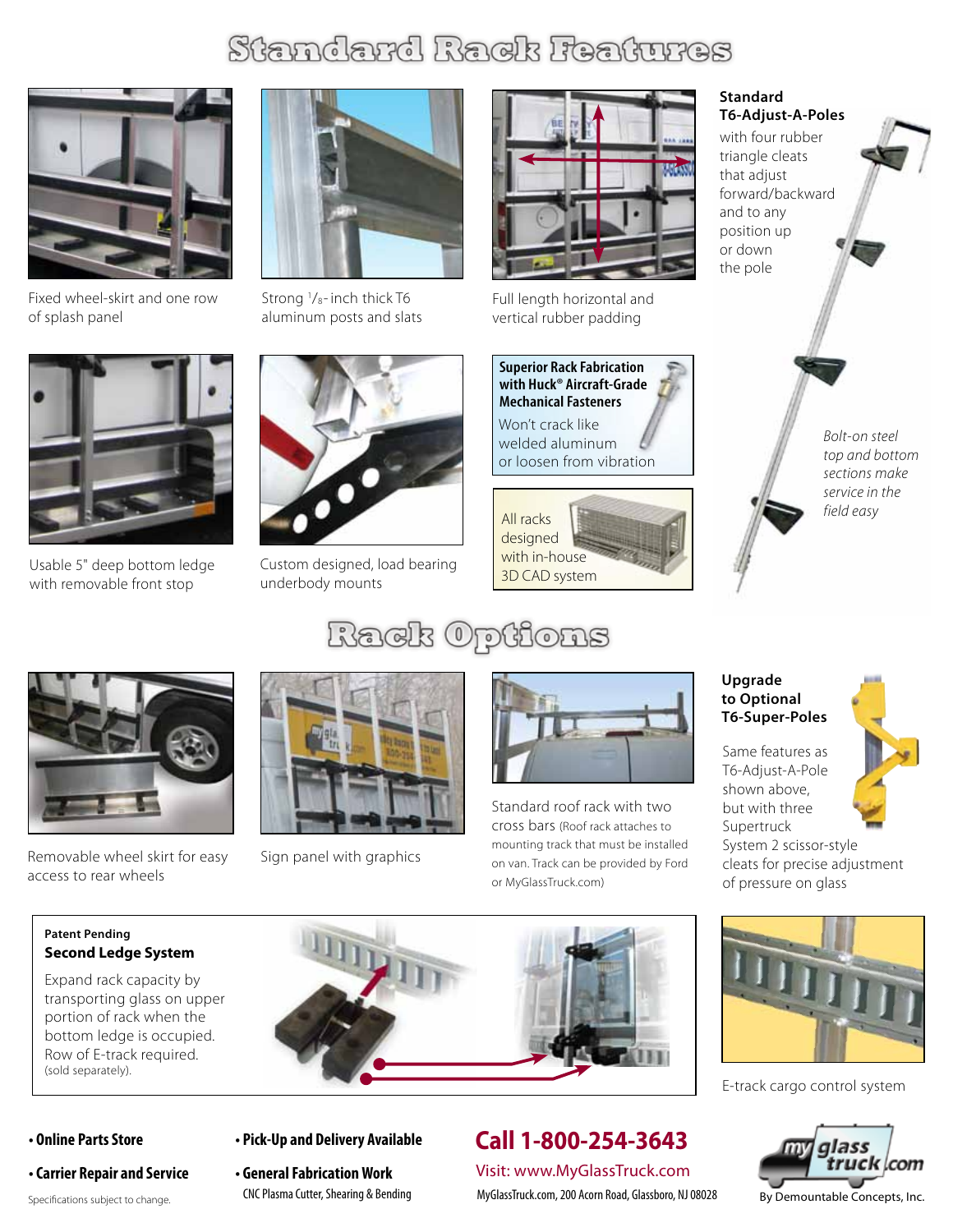# Standard Rack Features

Fixed wheel-skirt and one row of splash panel

Strong $^{1}/_{8}$-inch thick T6 aluminum posts and slats

Full length horizontal and vertical rubber padding

### Standard T6-Adjust-A-Poles

with four rubber triangle cleats that adjust forward/backward and to any position up or down the pole

*Bolt-on steel top and bottom sections make service in the field easy*

Usable 5" deep bottom ledge with removable front stop

Custom designed, load bearing underbody mounts

**Superior Rack Fabrication with Huck® Aircraft-Grade Mechanical Fasteners**

Won't crack like welded aluminum or loosen from vibration

All racks designed with in-house 3D CAD system

# Rack Options

Removable wheel skirt for easy access to rear wheels

Sign panel with graphics

Standard roof rack with two cross bars (Roof rack attaches to mounting track that must be installed on van. Track can be provided by Ford or MyGlassTruck.com)

### Upgrade to Optional T6-Super-Poles

Same features as T6-Adjust-A-Pole shown above, but with three Supertruck System 2 scissor-style cleats for precise adjustment of pressure on glass

**Patent Pending**

### Second Ledge System

Expand rack capacity by transporting glass on upper portion of rack when the bottom ledge is occupied. Row of E-track required. (sold separately).

E-track cargo control system

- **Online Parts Store**
- **Carrier Repair and Service**
- **Pick-Up and Delivery Available**
- **General Fabrication Work**
  CNC Plasma Cutter, Shearing & Bending

## Call 1-800-254-3643

Visit: www.MyGlassTruck.com

MyGlassTruck.com, 200 Acorn Road, Glassboro, NJ 08028

my glass truck.com

By Demountable Concepts, Inc.

Specifications subject to change.